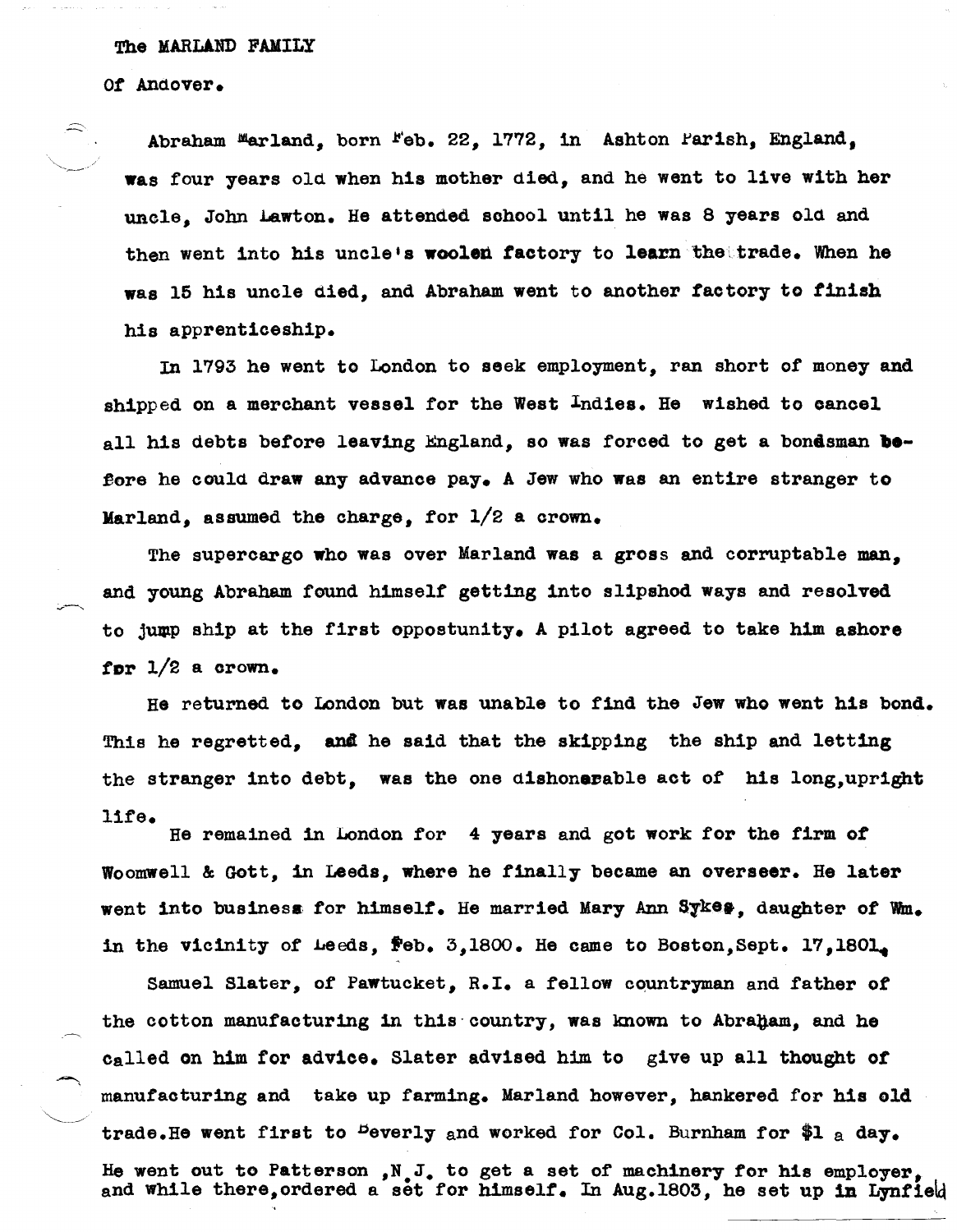The MARLAND FAMILY

Of Andover.

Abraham Marland, born Feb. 22, 1772, in Ashton Parish, England, was four years old when his mother died, and he went to live with her uncle, John Lawton. He attended school until he was 8 years old and then went into his uncle's woolen factory to learn the trade. When he was 15 his uncle died, and Abraham went to another factory to finish his apprenticeship.

In 1793 he went to London to seek employment, ran short of money and shipped on a merchant vessel for the West Indies. He wished to cancel all his debts before leaving England, so was forced to get a bondsman before he could draw any advance pay. A Jew who was an entire stranger to Marland, assumed the charge, for 1/2 a crown.

The supercargo who was over Marland was a gross and corruptable man, and young Abraham found himself getting into slipshod ways and resolved to jump ship at the first oppostunity. A pilot agreed to take him ashore for 1/2 a crown.

He returned to London but was unable to find the Jew who went his bond. This he regretted, and he said that the skipping the ship and letting the stranger into debt, was the one dishonerable act of his long,upright life.

He remained in London for 4 years and got work for the firm of Woomwell & Gott, in Leeds, where he finally became an overseer. He later went into business for himself. He married Mary Ann Sykes, daughter of Wm. in the vicinity of Leeds, Feb. 3,1800. He came to Boston,Sept. 17,1801.

Samuel Slater, of Pawtucket, R.I. a fellow countryman and father of the cotton manufacturing in this country, was known to Abraham, and he called on him for advice. Slater advised him to give up all thought of manufacturing and take up farming. Marland however, hankered for his old trade.He went first to Beverly and worked for Col. Burnham for $1 a day. He went out to Patterson ,N.J. to get a set of machinery for his employer, and while there,ordered a set for himself. In Aug.1803, he set up in Lynfield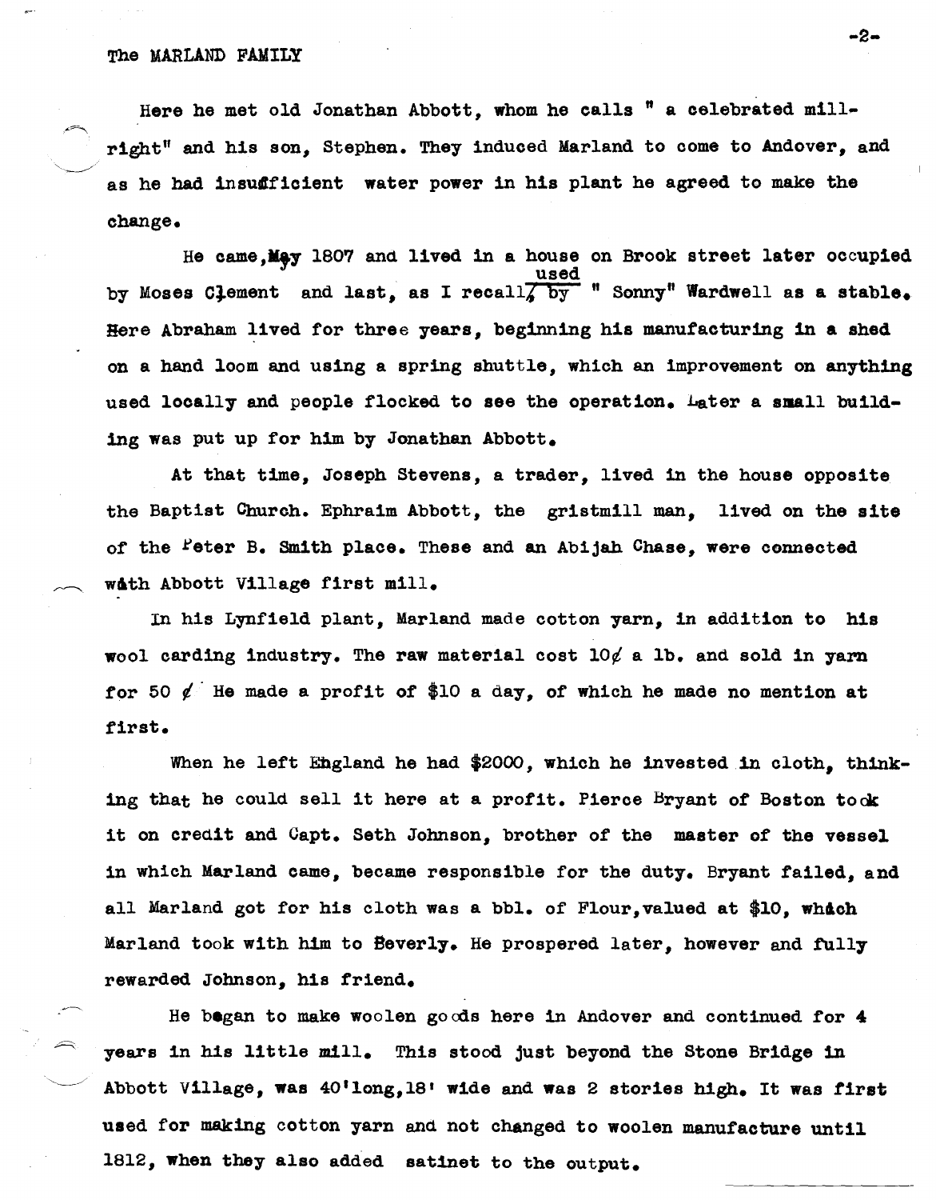Here he met old Jonathan Abbott, whom he calls " a celebrated mill-right" and his son, Stephen. They induced Marland to come to Andover, and as he had insufficient water power in his plant he agreed to make the change.

He came, May 1807 and lived in a house on Brook street later occupied by Moses Clement and last, as I recall, used by " Sonny" Wardwell as a stable. Here Abraham lived for three years, beginning his manufacturing in a shed on a hand loom and using a spring shuttle, which an improvement on anything used locally and people flocked to see the operation. Later a small building was put up for him by Jonathan Abbott.

At that time, Joseph Stevens, a trader, lived in the house opposite the Baptist Church. Ephraim Abbott, the gristmill man, lived on the site of the Peter B. Smith place. These and an Abijah Chase, were connected with Abbott Village first mill.

In his Lynfield plant, Marland made cotton yarn, in addition to his wool carding industry. The raw material cost 10¢ a lb. and sold in yarn for 50 ¢ He made a profit of $10 a day, of which he made no mention at first.

When he left England he had $2000, which he invested in cloth, thinking that he could sell it here at a profit. Pierce Bryant of Boston took it on credit and Capt. Seth Johnson, brother of the master of the vessel in which Marland came, became responsible for the duty. Bryant failed, and all Marland got for his cloth was a bbl. of Flour, valued at $10, which Marland took with him to Beverly. He prospered later, however and fully rewarded Johnson, his friend.

He began to make woolen goods here in Andover and continued for 4 years in his little mill. This stood just beyond the Stone Bridge in Abbott Village, was 40'long, 18' wide and was 2 stories high. It was first used for making cotton yarn and not changed to woolen manufacture until 1812, when they also added satinet to the output.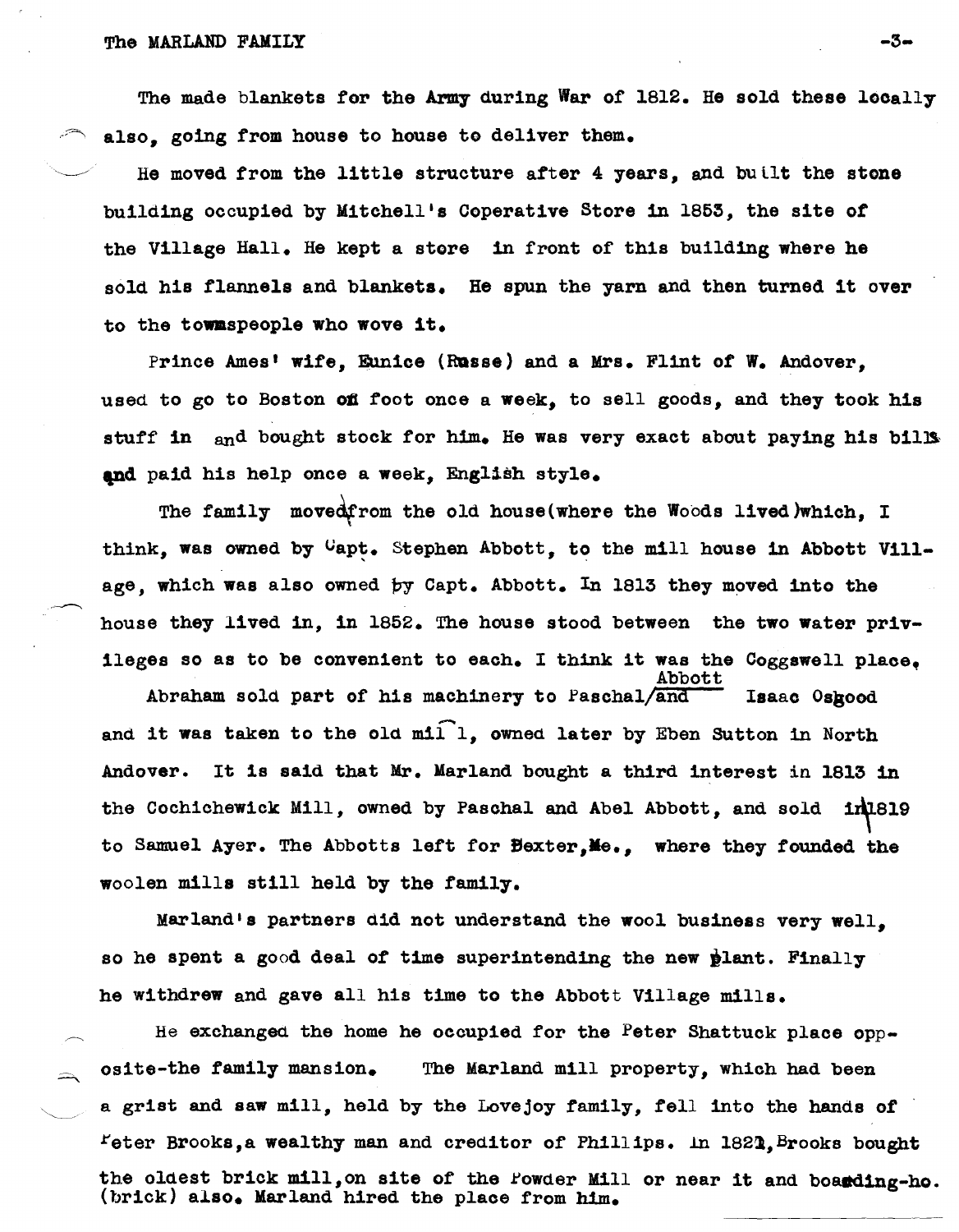The made blankets for the Army during War of 1812. He sold these locally also, going from house to house to deliver them.

He moved from the little structure after 4 years, and built the stone building occupied by Mitchell's Coperative Store in 1853, the site of the Village Hall. He kept a store in front of this building where he sold his flannels and blankets. He spun the yarn and then turned it over to the townspeople who wove it.

Prince Ames' wife, Eunice (Russe) and a Mrs. Flint of W. Andover, used to go to Boston on foot once a week, to sell goods, and they took his stuff in and bought stock for him. He was very exact about paying his bills and paid his help once a week, English style.

The family moved from the old house(where the Woods lived)which, I think, was owned by Capt. Stephen Abbott, to the mill house in Abbott Village, which was also owned by Capt. Abbott. In 1813 they moved into the house they lived in, in 1852. The house stood between the two water privileges so as to be convenient to each. I think it was the Coggswell place.

Abraham sold part of his machinery to Paschal Abbott Isaac Osgood and it was taken to the old mill, owned later by Eben Sutton in North Andover. It is said that Mr. Marland bought a third interest in 1813 in the Cochichewick Mill, owned by Paschal and Abel Abbott, and sold in 1819 to Samuel Ayer. The Abbotts left for Dexter, Me., where they founded the woolen mills still held by the family.

Marland's partners did not understand the wool business very well, so he spent a good deal of time superintending the new plant. Finally he withdrew and gave all his time to the Abbott Village mills.

He exchanged the home he occupied for the Peter Shattuck place opposite-the family mansion. The Marland mill property, which had been a grist and saw mill, held by the Lovejoy family, fell into the hands of Peter Brooks, a wealthy man and creditor of Phillips. In 1821, Brooks bought the oldest brick mill, on site of the Powder Mill or near it and boarding-ho. (brick) also. Marland hired the place from him.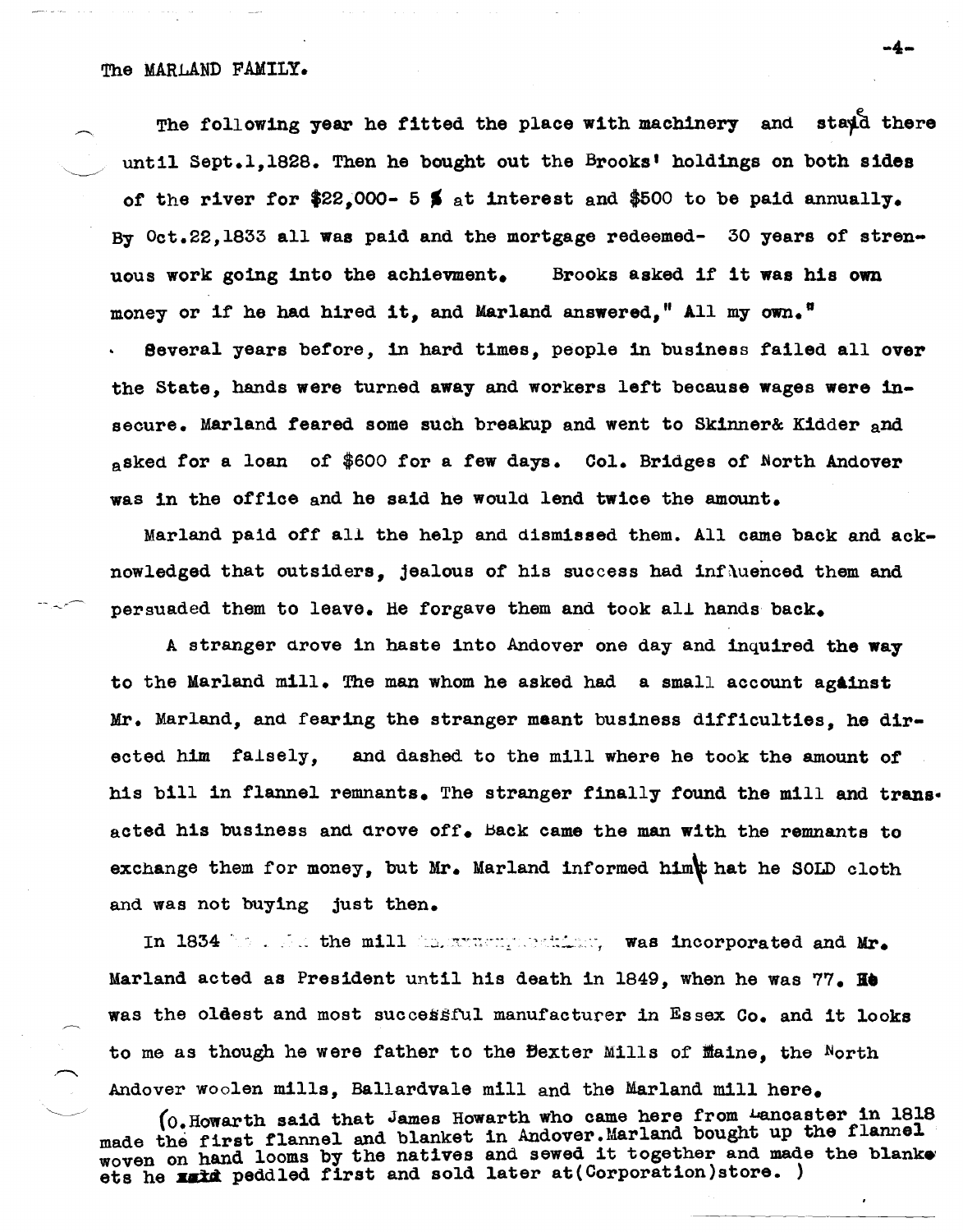The MARLAND FAMILY.

The following year he fitted the place with machinery and stayed there until Sept.1,1828. Then he bought out the Brooks' holdings on both sides of the river for $22,000- 5 % at interest and $500 to be paid annually. By Oct.22,1833 all was paid and the mortgage redeemed- 30 years of strenuous work going into the achievment. Brooks asked if it was his own money or if he had hired it, and Marland answered," All my own."

Several years before, in hard times, people in business failed all over the State, hands were turned away and workers left because wages were insecure. Marland feared some such breakup and went to Skinner& Kidder and asked for a loan of $600 for a few days. Col. Bridges of North Andover was in the office and he said he would lend twice the amount.

Marland paid off all the help and dismissed them. All came back and acknowledged that outsiders, jealous of his success had influenced them and persuaded them to leave. He forgave them and took all hands back.

A stranger drove in haste into Andover one day and inquired the way to the Marland mill. The man whom he asked had a small account against Mr. Marland, and fearing the stranger meant business difficulties, he directed him falsely, and dashed to the mill where he took the amount of his bill in flannel remnants. The stranger finally found the mill and transacted his business and drove off. Back came the man with the remnants to exchange them for money, but Mr. Marland informed him that he SOLD cloth and was not buying just then.

In 1834 . . . the mill . . . , was incorporated and Mr. Marland acted as President until his death in 1849, when he was 77. He was the oldest and most successful manufacturer in Essex Co. and it looks to me as though he were father to the Dexter Mills of Maine, the North Andover woolen mills, Ballardvale mill and the Marland mill here.

(O.Howarth said that James Howarth who came here from Lancaster in 1818 made the first flannel and blanket in Andover.Marland bought up the flannel woven on hand looms by the natives and sewed it together and made the blankets he peddled first and sold later at(Corporation)store. )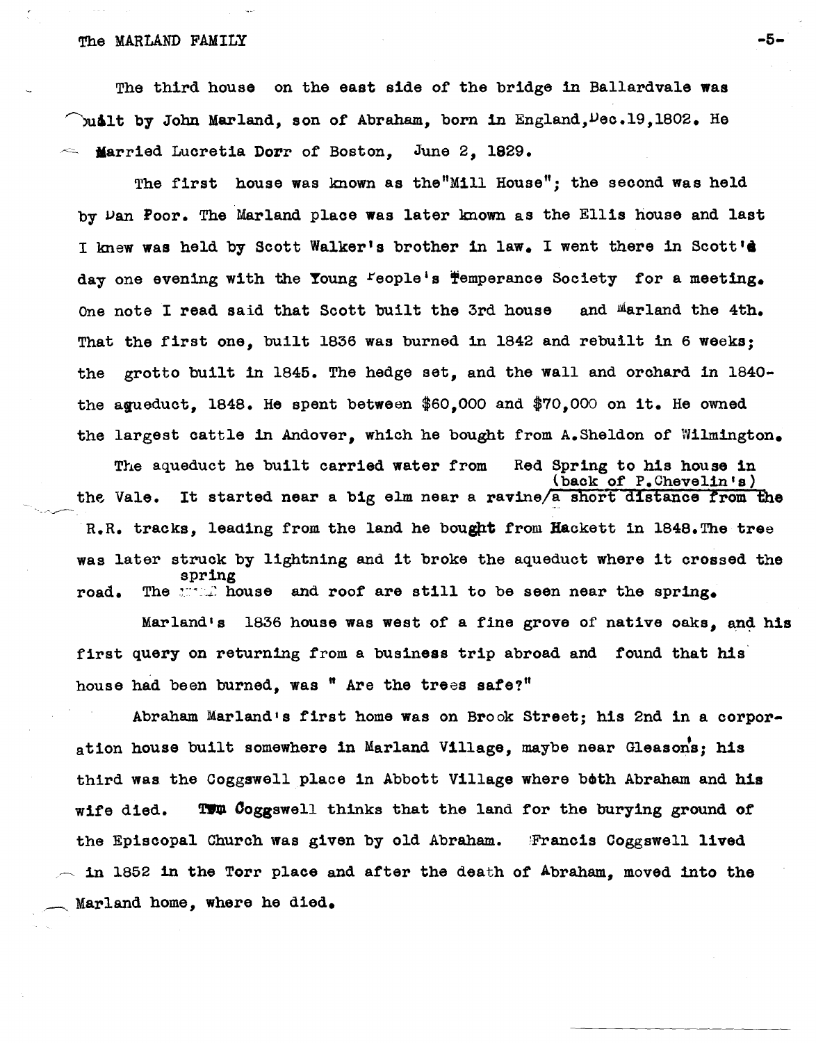The third house on the east side of the bridge in Ballardvale was built by John Marland, son of Abraham, born in England, Dec.19,1802. He Married Lucretia Dorr of Boston, June 2, 1829.

The first house was known as the "Mill House"; the second was held by Dan Poor. The Marland place was later known as the Ellis house and last I knew was held by Scott Walker's brother in law. I went there in Scott's day one evening with the Young People's Temperance Society for a meeting. One note I read said that Scott built the 3rd house and Marland the 4th. That the first one, built 1836 was burned in 1842 and rebuilt in 6 weeks; the grotto built in 1845. The hedge set, and the wall and orchard in 1840- the aqueduct, 1848. He spent between $60,000 and $70,000 on it. He owned the largest cattle in Andover, which he bought from A.Sheldon of Wilmington.

The aqueduct he built carried water from Red Spring to his house in the Vale. It started near a big elm near a ravine (back of P.Chevelin's) a short distance from the R.R. tracks, leading from the land he bought from Hackett in 1848. The tree was later struck by lightning and it broke the aqueduct where it crossed the road. The spring house and roof are still to be seen near the spring.

Marland's 1836 house was west of a fine grove of native oaks, and his first query on returning from a business trip abroad and found that his house had been burned, was " Are the trees safe?"

Abraham Marland's first home was on Brook Street; his 2nd in a corporation house built somewhere in Marland Village, maybe near Gleason's; his third was the Coggswell place in Abbott Village where both Abraham and his wife died. Tom Coggswell thinks that the land for the burying ground of the Episcopal Church was given by old Abraham. Francis Coggswell lived in 1852 in the Torr place and after the death of Abraham, moved into the Marland home, where he died.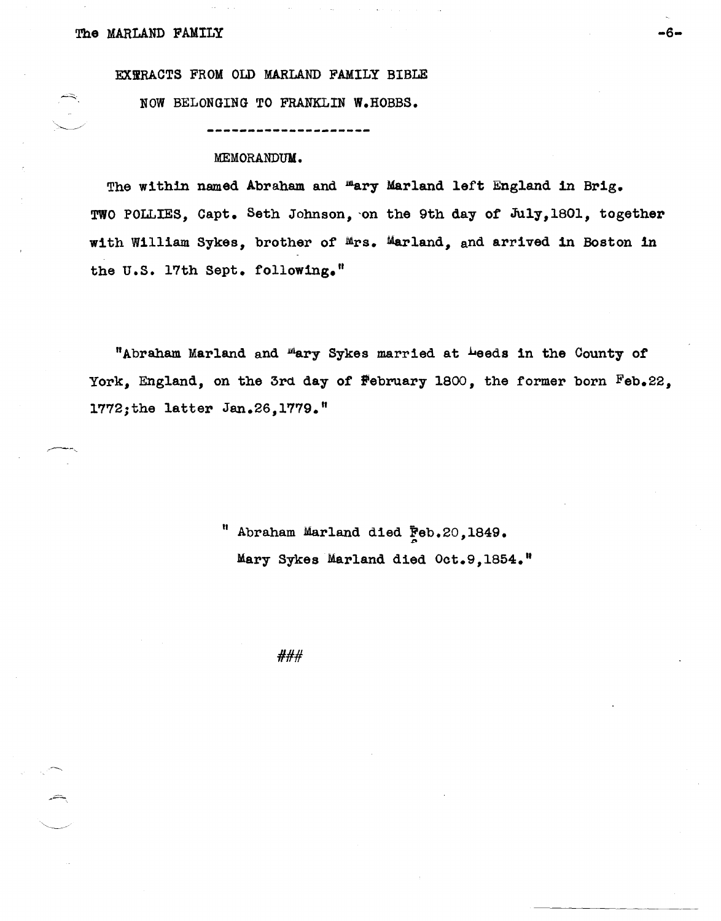EXTRACTS FROM OLD MARLAND FAMILY BIBLE

NOW BELONGING TO FRANKLIN W.HOBBS.

---

MEMORANDUM.

The within named Abraham and Mary Marland left England in Brig. TWO POLLIES, Capt. Seth Johnson, on the 9th day of July,1801, together with William Sykes, brother of Mrs. Marland, and arrived in Boston in the U.S. 17th Sept. following."

"Abraham Marland and Mary Sykes married at Leeds in the County of York, England, on the 3rd day of February 1800, the former born Feb.22, 1772;the latter Jan.26,1779."

" Abraham Marland died Feb.20,1849.
Mary Sykes Marland died Oct.9,1854."

###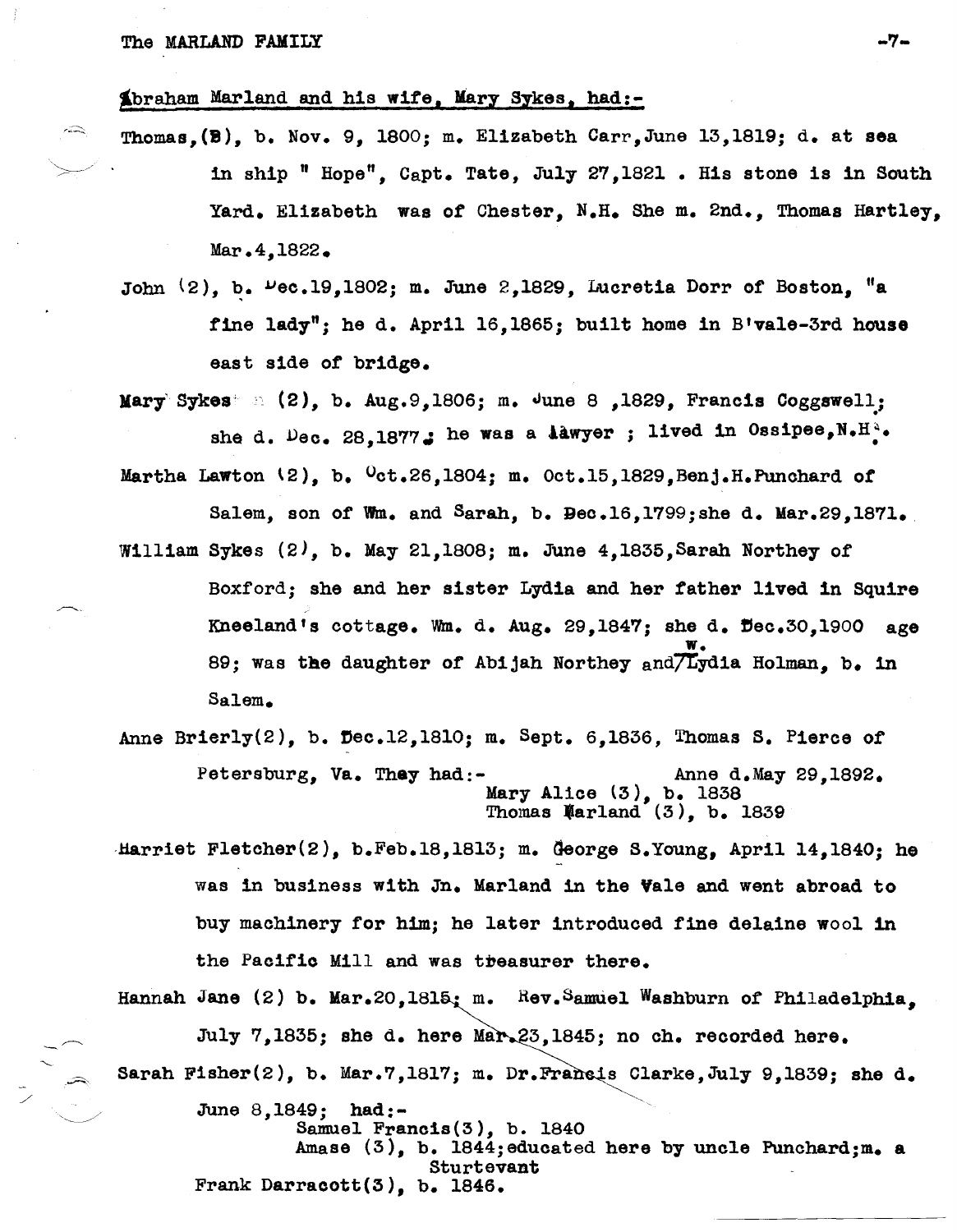Abraham Marland and his wife, Mary Sykes, had:-

Thomas,(2), b. Nov. 9, 1800; m. Elizabeth Carr, June 13,1819; d. at sea in ship " Hope", Capt. Tate, July 27,1821 . His stone is in South Yard. Elizabeth was of Chester, N.H. She m. 2nd., Thomas Hartley, Mar.4,1822.

John (2), b. Dec.19,1802; m. June 2,1829, Lucretia Dorr of Boston, "a fine lady"; he d. April 16,1865; built home in B'vale-3rd house east side of bridge.

Mary Sykes (2), b. Aug.9,1806; m. June 8 ,1829, Francis Coggswell; she d. Dec. 28,1877; he was a lawyer ; lived in Ossipee,N.H.

Martha Lawton (2), b. Oct.26,1804; m. Oct.15,1829,Benj.H.Punchard of Salem, son of Wm. and Sarah, b. Dec.16,1799;she d. Mar.29,1871.

William Sykes (2), b. May 21,1808; m. June 4,1835,Sarah Northey of Boxford; she and her sister Lydia and her father lived in Squire Kneeland's cottage. Wm. d. Aug. 29,1847; she d. Dec.30,1900 age 89; was the daughter of Abijah Northey and W. Lydia Holman, b. in Salem.

Anne Brierly(2), b. Dec.12,1810; m. Sept. 6,1836, Thomas S. Pierce of Petersburg, Va. They had:- Anne d.May 29,1892.

Mary Alice (3), b. 1838
Thomas Marland (3), b. 1839

Harriet Fletcher(2), b.Feb.18,1813; m. George S.Young, April 14,1840; he was in business with Jn. Marland in the Vale and went abroad to buy machinery for him; he later introduced fine delaine wool in the Pacific Mill and was treasurer there.

Hannah Jane (2) b. Mar.20,1815; m. Rev.Samuel Washburn of Philadelphia, July 7,1835; she d. here Mar.23,1845; no ch. recorded here.

Sarah Fisher(2), b. Mar.7,1817; m. Dr.Francis Clarke,July 9,1839; she d. June 8,1849; had:-

Samuel Francis(3), b. 1840
Amase (3), b. 1844;educated here by uncle Punchard;m. a Sturtevant
Frank Darracott(3), b. 1846.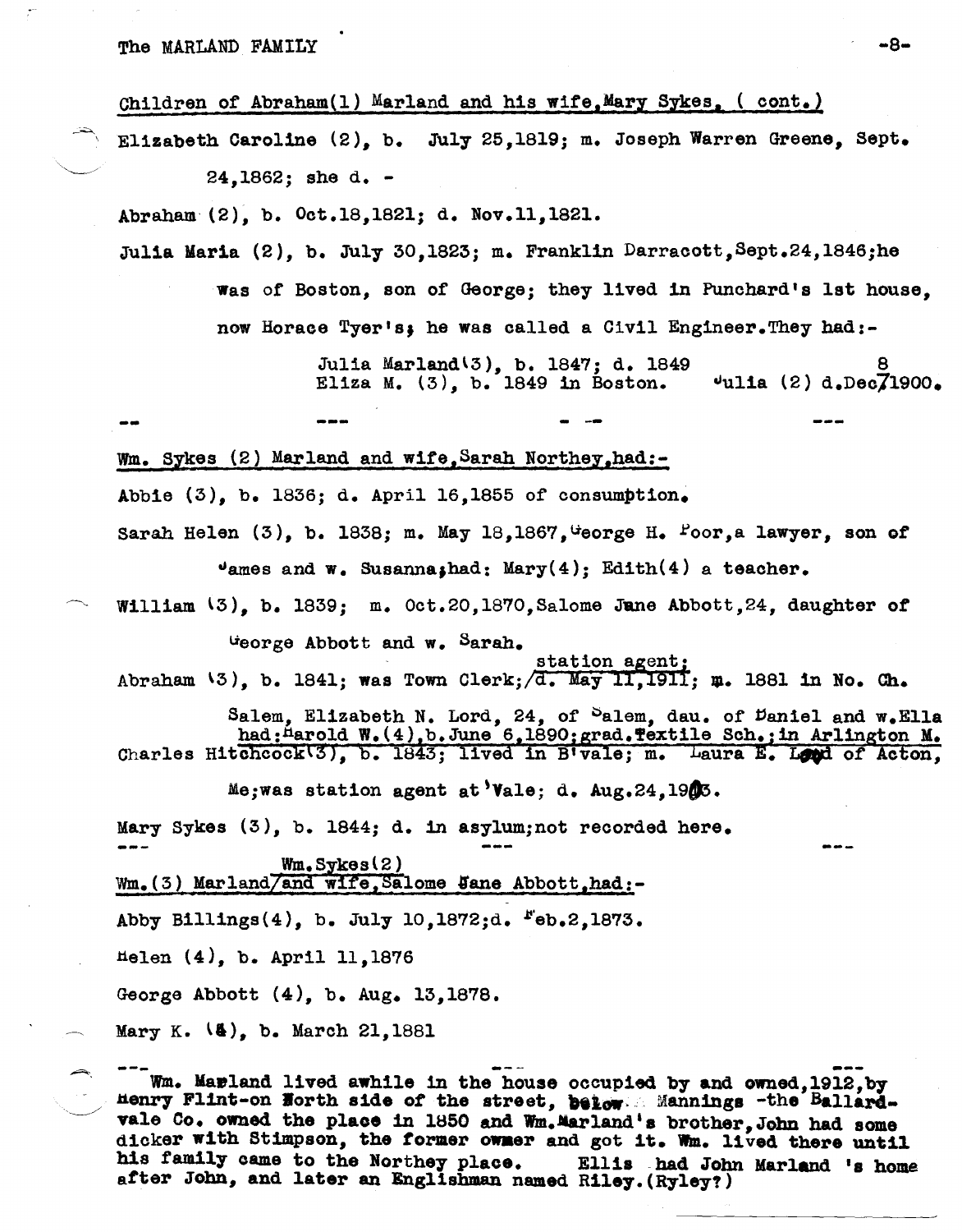Children of Abraham(1) Marland and his wife, Mary Sykes, ( cont.)

Elizabeth Caroline (2), b. July 25,1819; m. Joseph Warren Greene, Sept. 24,1862; she d. -

Abraham (2), b. Oct.18,1821; d. Nov.11,1821.

Julia Maria (2), b. July 30,1823; m. Franklin Darracott, Sept.24,1846; he was of Boston, son of George; they lived in Punchard's 1st house, now Horace Tyer's; he was called a Civil Engineer. They had:-

> Julia Marland(3), b. 1847; d. 1849
> Eliza M. (3), b. 1849 in Boston. Julia (2) d. Dec 8/7 1900.

-- --- - -- ---

Wm. Sykes (2) Marland and wife, Sarah Northey, had:-

Abbie (3), b. 1836; d. April 16,1855 of consumption.

Sarah Helen (3), b. 1838; m. May 18,1867, George H. Poor, a lawyer, son of James and w. Susanna; had: Mary(4); Edith(4) a teacher.

William (3), b. 1839; m. Oct.20,1870, Salome Jane Abbott, 24, daughter of George Abbott and w. Sarah.

Abraham (3), b. 1841; was Town Clerk; station agent; d. May 11,1911; m. 1881 in No. Ch. Salem, Elizabeth N. Lord, 24, of Salem, dau. of Daniel and w. Ella had: Harold W.(4), b. June 6,1890; grad. Textile Sch.; in Arlington M.

Charles Hitchcock(3), b. 1843; lived in B'vale; m. Laura E. Lord of Acton, Me; was station agent at 'Vale; d. Aug.24,1903.

Mary Sykes (3), b. 1844; d. in asylum; not recorded here.

--- --- ---

Wm. Sykes(2) Wm.(3) Marland and wife, Salome Jane Abbott, had:-

Abby Billings(4), b. July 10,1872; d. Feb.2,1873.

Helen (4), b. April 11,1876

George Abbott (4), b. Aug. 13,1878.

Mary K. (4), b. March 21,1881

--- --- ---

Wm. Marland lived awhile in the house occupied by and owned, 1912, by Henry Flint-on North side of the street, below Mannings -the Ballardvale Co. owned the place in 1850 and Wm. Marland's brother, John had some dicker with Stimpson, the former owner and got it. Wm. lived there until his family came to the Northey place. Ellis had John Marland 's home after John, and later an Englishman named Riley. (Ryley?)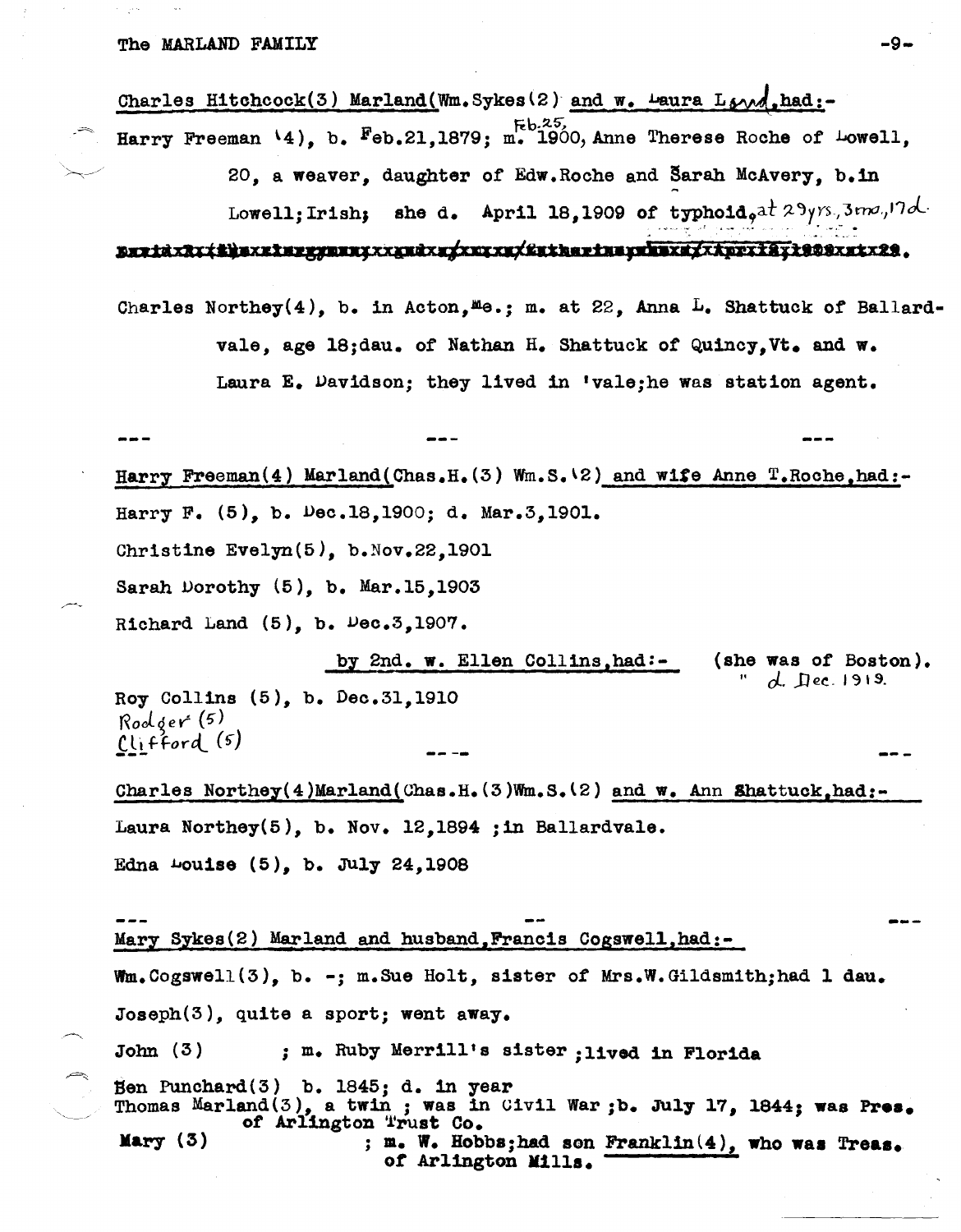Charles Hitchcock(3) Marland(Wm.Sykes(2) and w. Laura Land, had:-

Harry Freeman (4), b. Feb.21,1879; m. Feb.25, 1900, Anne Therese Roche of Lowell, 20, a weaver, daughter of Edw.Roche and Sarah McAvery, b.in Lowell; Irish; she d. April 18,1909 of typhoid, at 29yrs.,3mo.,17d.

Charles Northey(4), b. in Acton, Me.; m. at 22, Anna L. Shattuck of Ballardvale, age 18; dau. of Nathan H. Shattuck of Quincy, Vt. and w. Laura E. Davidson; they lived in 'vale; he was station agent.

--- --- ---

Harry Freeman(4) Marland(Chas.H.(3) Wm.S.(2) and wife Anne T.Roche, had:-

Harry F. (5), b. Dec.18,1900; d. Mar.3,1901.

Christine Evelyn(5), b.Nov.22,1901

Sarah Dorothy (5), b. Mar.15,1903

Richard Land (5), b. Dec.3,1907.

by 2nd. w. Ellen Collins, had:- (she was of Boston). " d. Dec. 1919.

Roy Collins (5), b. Dec.31,1910

Rodger (5)

Clifford (5)

--- --- ---

Charles Northey(4)Marland(Chas.H.(3)Wm.S.(2) and w. Ann Shattuck, had:-

Laura Northey(5), b. Nov. 12,1894 ; in Ballardvale.

Edna Louise (5), b. July 24,1908

--- --- ---

Mary Sykes(2) Marland and husband, Francis Cogswell, had:-

Wm.Cogswell(3), b. -; m.Sue Holt, sister of Mrs.W.Gildsmith; had 1 dau.

Joseph(3), quite a sport; went away.

John (3) ; m. Ruby Merrill's sister ; lived in Florida

Ben Punchard(3) b. 1845; d. in year

Thomas Marland(3), a twin ; was in Civil War ; b. July 17, 1844; was Pres. of Arlington Trust Co.

Mary (3) ; m. W. Hobbs; had son Franklin(4), who was Treas. of Arlington Mills.